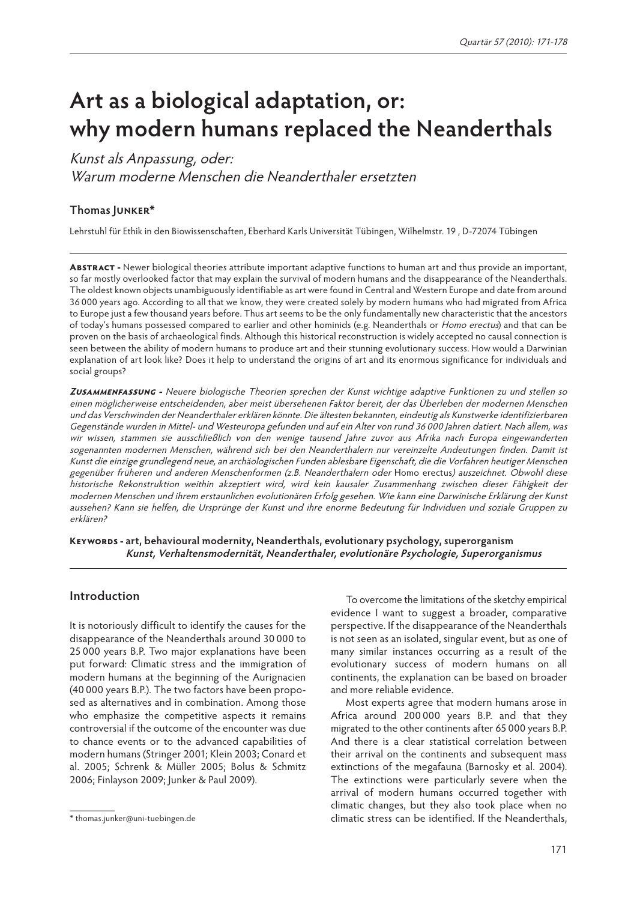# Art as a biological adaptation, or: why modern humans replaced the Neanderthals

*Kunst als Anpassung, oder: Warum moderne Menschen die Neanderthaler ersetzten*

**Thomas Junker***

Lehrstuhl für Ethik in den Biowissenschaften, Eberhard Karls Universität Tübingen, Wilhelmstr. 19 , D-72074 Tübingen

**Abstract -** Newer biological theories attribute important adaptive functions to human art and thus provide an important, so far mostly overlooked factor that may explain the survival of modern humans and the disappearance of the Neanderthals. The oldest known objects unambiguously identifiable as art were found in Central and Western Europe and date from around 36 000 years ago. According to all that we know, they were created solely by modern humans who had migrated from Africa to Europe just a few thousand years before. Thus art seems to be the only fundamentally new characteristic that the ancestors of today's humans possessed compared to earlier and other hominids (e.g. Neanderthals or *Homo erectus*) and that can be proven on the basis of archaeological finds. Although this historical reconstruction is widely accepted no causal connection is seen between the ability of modern humans to produce art and their stunning evolutionary success. How would a Darwinian explanation of art look like? Does it help to understand the origins of art and its enormous significance for individuals and social groups?

***Zusammenfassung -** Neuere biologische Theorien sprechen der Kunst wichtige adaptive Funktionen zu und stellen so einen möglicherweise entscheidenden, aber meist übersehenen Faktor bereit, der das Überleben der modernen Menschen und das Verschwinden der Neanderthaler erklären könnte. Die ältesten bekannten, eindeutig als Kunstwerke identifizierbaren Gegenstände wurden in Mittel- und Westeuropa gefunden und auf ein Alter von rund 36 000 Jahren datiert. Nach allem, was wir wissen, stammen sie ausschließlich von den wenige tausend Jahre zuvor aus Afrika nach Europa eingewanderten sogenannten modernen Menschen, während sich bei den Neanderthalern nur vereinzelte Andeutungen finden. Damit ist Kunst die einzige grundlegend neue, an archäologischen Funden ablesbare Eigenschaft, die die Vorfahren heutiger Menschen gegenüber früheren und anderen Menschenformen (z.B. Neanderthalern oder* Homo erectus*) auszeichnet. Obwohl diese historische Rekonstruktion weithin akzeptiert wird, wird kein kausaler Zusammenhang zwischen dieser Fähigkeit der modernen Menschen und ihrem erstaunlichen evolutionären Erfolg gesehen. Wie kann eine Darwinische Erklärung der Kunst aussehen? Kann sie helfen, die Ursprünge der Kunst und ihre enorme Bedeutung für Individuen und soziale Gruppen zu erklären?*

**Keywords - art, behavioural modernity, Neanderthals, evolutionary psychology, superorganism**
***Kunst, Verhaltensmodernität, Neanderthaler, evolutionäre Psychologie, Superorganismus***

## Introduction

It is notoriously difficult to identify the causes for the disappearance of the Neanderthals around 30 000 to 25 000 years B.P. Two major explanations have been put forward: Climatic stress and the immigration of modern humans at the beginning of the Aurignacien (40 000 years B.P.). The two factors have been proposed as alternatives and in combination. Among those who emphasize the competitive aspects it remains controversial if the outcome of the encounter was due to chance events or to the advanced capabilities of modern humans (Stringer 2001; Klein 2003; Conard et al. 2005; Schrenk & Müller 2005; Bolus & Schmitz 2006; Finlayson 2009; Junker & Paul 2009).

To overcome the limitations of the sketchy empirical evidence I want to suggest a broader, comparative perspective. If the disappearance of the Neanderthals is not seen as an isolated, singular event, but as one of many similar instances occurring as a result of the evolutionary success of modern humans on all continents, the explanation can be based on broader and more reliable evidence.

Most experts agree that modern humans arose in Africa around 200 000 years B.P. and that they migrated to the other continents after 65 000 years B.P. And there is a clear statistical correlation between their arrival on the continents and subsequent mass extinctions of the megafauna (Barnosky et al. 2004). The extinctions were particularly severe when the arrival of modern humans occurred together with climatic changes, but they also took place when no climatic stress can be identified. If the Neanderthals,

\* thomas.junker@uni-tuebingen.de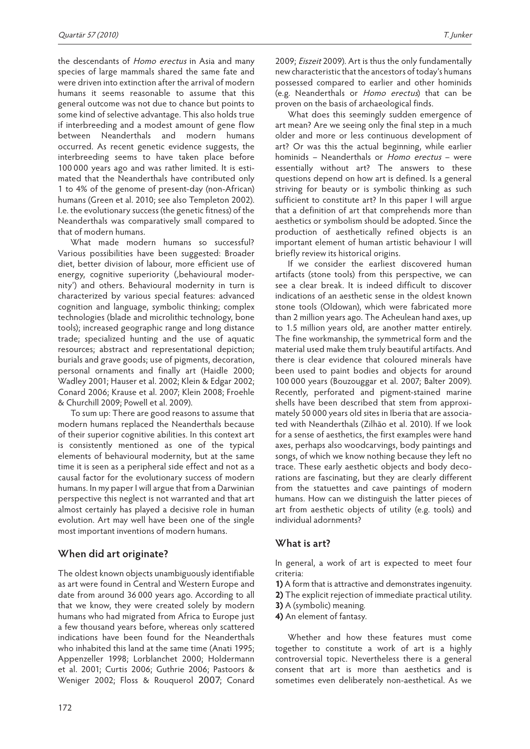the descendants of *Homo erectus* in Asia and many species of large mammals shared the same fate and were driven into extinction after the arrival of modern humans it seems reasonable to assume that this general outcome was not due to chance but points to some kind of selective advantage. This also holds true if interbreeding and a modest amount of gene flow between Neanderthals and modern humans occurred. As recent genetic evidence suggests, the interbreeding seems to have taken place before 100 000 years ago and was rather limited. It is estimated that the Neanderthals have contributed only 1 to 4% of the genome of present-day (non-African) humans (Green et al. 2010; see also Templeton 2002). I.e. the evolutionary success (the genetic fitness) of the Neanderthals was comparatively small compared to that of modern humans.

What made modern humans so successful? Various possibilities have been suggested: Broader diet, better division of labour, more efficient use of energy, cognitive superiority (,behavioural modernity') and others. Behavioural modernity in turn is characterized by various special features: advanced cognition and language, symbolic thinking; complex technologies (blade and microlithic technology, bone tools); increased geographic range and long distance trade; specialized hunting and the use of aquatic resources; abstract and representational depiction; burials and grave goods; use of pigments, decoration, personal ornaments and finally art (Haidle 2000; Wadley 2001; Hauser et al. 2002; Klein & Edgar 2002; Conard 2006; Krause et al. 2007; Klein 2008; Froehle & Churchill 2009; Powell et al. 2009).

To sum up: There are good reasons to assume that modern humans replaced the Neanderthals because of their superior cognitive abilities. In this context art is consistently mentioned as one of the typical elements of behavioural modernity, but at the same time it is seen as a peripheral side effect and not as a causal factor for the evolutionary success of modern humans. In my paper I will argue that from a Darwinian perspective this neglect is not warranted and that art almost certainly has played a decisive role in human evolution. Art may well have been one of the single most important inventions of modern humans.

## When did art originate?

The oldest known objects unambiguously identifiable as art were found in Central and Western Europe and date from around 36 000 years ago. According to all that we know, they were created solely by modern humans who had migrated from Africa to Europe just a few thousand years before, whereas only scattered indications have been found for the Neanderthals who inhabited this land at the same time (Anati 1995; Appenzeller 1998; Lorblanchet 2000; Holdermann et al. 2001; Curtis 2006; Guthrie 2006; Pastoors & Weniger 2002; Floss & Rouquerol 2007; Conard 2009; *Eiszeit* 2009). Art is thus the only fundamentally new characteristic that the ancestors of today's humans possessed compared to earlier and other hominids (e.g. Neanderthals or *Homo erectus*) that can be proven on the basis of archaeological finds.

What does this seemingly sudden emergence of art mean? Are we seeing only the final step in a much older and more or less continuous development of art? Or was this the actual beginning, while earlier hominids – Neanderthals or *Homo erectus* – were essentially without art? The answers to these questions depend on how art is defined. Is a general striving for beauty or is symbolic thinking as such sufficient to constitute art? In this paper I will argue that a definition of art that comprehends more than aesthetics or symbolism should be adopted. Since the production of aesthetically refined objects is an important element of human artistic behaviour I will briefly review its historical origins.

If we consider the earliest discovered human artifacts (stone tools) from this perspective, we can see a clear break. It is indeed difficult to discover indications of an aesthetic sense in the oldest known stone tools (Oldowan), which were fabricated more than 2 million years ago. The Acheulean hand axes, up to 1.5 million years old, are another matter entirely. The fine workmanship, the symmetrical form and the material used make them truly beautiful artifacts. And there is clear evidence that coloured minerals have been used to paint bodies and objects for around 100 000 years (Bouzouggar et al. 2007; Balter 2009). Recently, perforated and pigment-stained marine shells have been described that stem from approximately 50 000 years old sites in Iberia that are associated with Neanderthals (Zilhão et al. 2010). If we look for a sense of aesthetics, the first examples were hand axes, perhaps also woodcarvings, body paintings and songs, of which we know nothing because they left no trace. These early aesthetic objects and body decorations are fascinating, but they are clearly different from the statuettes and cave paintings of modern humans. How can we distinguish the latter pieces of art from aesthetic objects of utility (e.g. tools) and individual adornments?

## What is art?

In general, a work of art is expected to meet four criteria:

**1)** A form that is attractive and demonstrates ingenuity.
**2)** The explicit rejection of immediate practical utility.
**3)** A (symbolic) meaning.
**4)** An element of fantasy.

Whether and how these features must come together to constitute a work of art is a highly controversial topic. Nevertheless there is a general consent that art is more than aesthetics and is sometimes even deliberately non-aesthetical. As we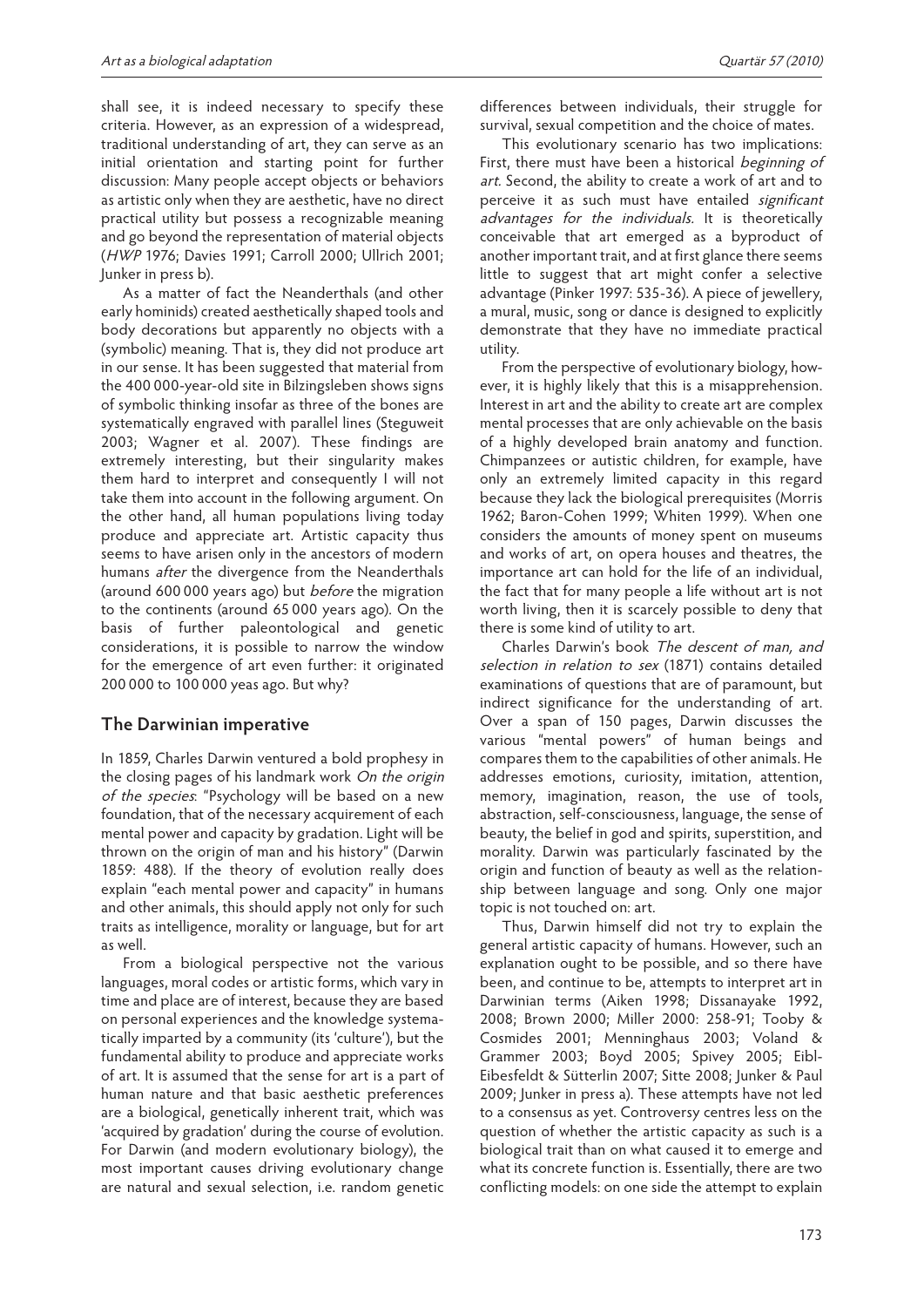shall see, it is indeed necessary to specify these criteria. However, as an expression of a widespread, traditional understanding of art, they can serve as an initial orientation and starting point for further discussion: Many people accept objects or behaviors as artistic only when they are aesthetic, have no direct practical utility but possess a recognizable meaning and go beyond the representation of material objects (*HWP* 1976; Davies 1991; Carroll 2000; Ullrich 2001; Junker in press b).

As a matter of fact the Neanderthals (and other early hominids) created aesthetically shaped tools and body decorations but apparently no objects with a (symbolic) meaning. That is, they did not produce art in our sense. It has been suggested that material from the 400 000-year-old site in Bilzingsleben shows signs of symbolic thinking insofar as three of the bones are systematically engraved with parallel lines (Steguweit 2003; Wagner et al. 2007). These findings are extremely interesting, but their singularity makes them hard to interpret and consequently I will not take them into account in the following argument. On the other hand, all human populations living today produce and appreciate art. Artistic capacity thus seems to have arisen only in the ancestors of modern humans *after* the divergence from the Neanderthals (around 600 000 years ago) but *before* the migration to the continents (around 65 000 years ago). On the basis of further paleontological and genetic considerations, it is possible to narrow the window for the emergence of art even further: it originated 200 000 to 100 000 yeas ago. But why?

## The Darwinian imperative

In 1859, Charles Darwin ventured a bold prophesy in the closing pages of his landmark work *On the origin of the species*: "Psychology will be based on a new foundation, that of the necessary acquirement of each mental power and capacity by gradation. Light will be thrown on the origin of man and his history" (Darwin 1859: 488). If the theory of evolution really does explain "each mental power and capacity" in humans and other animals, this should apply not only for such traits as intelligence, morality or language, but for art as well.

From a biological perspective not the various languages, moral codes or artistic forms, which vary in time and place are of interest, because they are based on personal experiences and the knowledge systematically imparted by a community (its 'culture'), but the fundamental ability to produce and appreciate works of art. It is assumed that the sense for art is a part of human nature and that basic aesthetic preferences are a biological, genetically inherent trait, which was 'acquired by gradation' during the course of evolution. For Darwin (and modern evolutionary biology), the most important causes driving evolutionary change are natural and sexual selection, i.e. random genetic differences between individuals, their struggle for survival, sexual competition and the choice of mates.

This evolutionary scenario has two implications: First, there must have been a historical *beginning of art*. Second, the ability to create a work of art and to perceive it as such must have entailed *significant advantages for the individuals*. It is theoretically conceivable that art emerged as a byproduct of another important trait, and at first glance there seems little to suggest that art might confer a selective advantage (Pinker 1997: 535-36). A piece of jewellery, a mural, music, song or dance is designed to explicitly demonstrate that they have no immediate practical utility.

From the perspective of evolutionary biology, however, it is highly likely that this is a misapprehension. Interest in art and the ability to create art are complex mental processes that are only achievable on the basis of a highly developed brain anatomy and function. Chimpanzees or autistic children, for example, have only an extremely limited capacity in this regard because they lack the biological prerequisites (Morris 1962; Baron-Cohen 1999; Whiten 1999). When one considers the amounts of money spent on museums and works of art, on opera houses and theatres, the importance art can hold for the life of an individual, the fact that for many people a life without art is not worth living, then it is scarcely possible to deny that there is some kind of utility to art.

Charles Darwin's book *The descent of man, and selection in relation to sex* (1871) contains detailed examinations of questions that are of paramount, but indirect significance for the understanding of art. Over a span of 150 pages, Darwin discusses the various "mental powers" of human beings and compares them to the capabilities of other animals. He addresses emotions, curiosity, imitation, attention, memory, imagination, reason, the use of tools, abstraction, self-consciousness, language, the sense of beauty, the belief in god and spirits, superstition, and morality. Darwin was particularly fascinated by the origin and function of beauty as well as the relationship between language and song. Only one major topic is not touched on: art.

Thus, Darwin himself did not try to explain the general artistic capacity of humans. However, such an explanation ought to be possible, and so there have been, and continue to be, attempts to interpret art in Darwinian terms (Aiken 1998; Dissanayake 1992, 2008; Brown 2000; Miller 2000: 258-91; Tooby & Cosmides 2001; Menninghaus 2003; Voland & Grammer 2003; Boyd 2005; Spivey 2005; Eibl-Eibesfeldt & Sütterlin 2007; Sitte 2008; Junker & Paul 2009; Junker in press a). These attempts have not led to a consensus as yet. Controversy centres less on the question of whether the artistic capacity as such is a biological trait than on what caused it to emerge and what its concrete function is. Essentially, there are two conflicting models: on one side the attempt to explain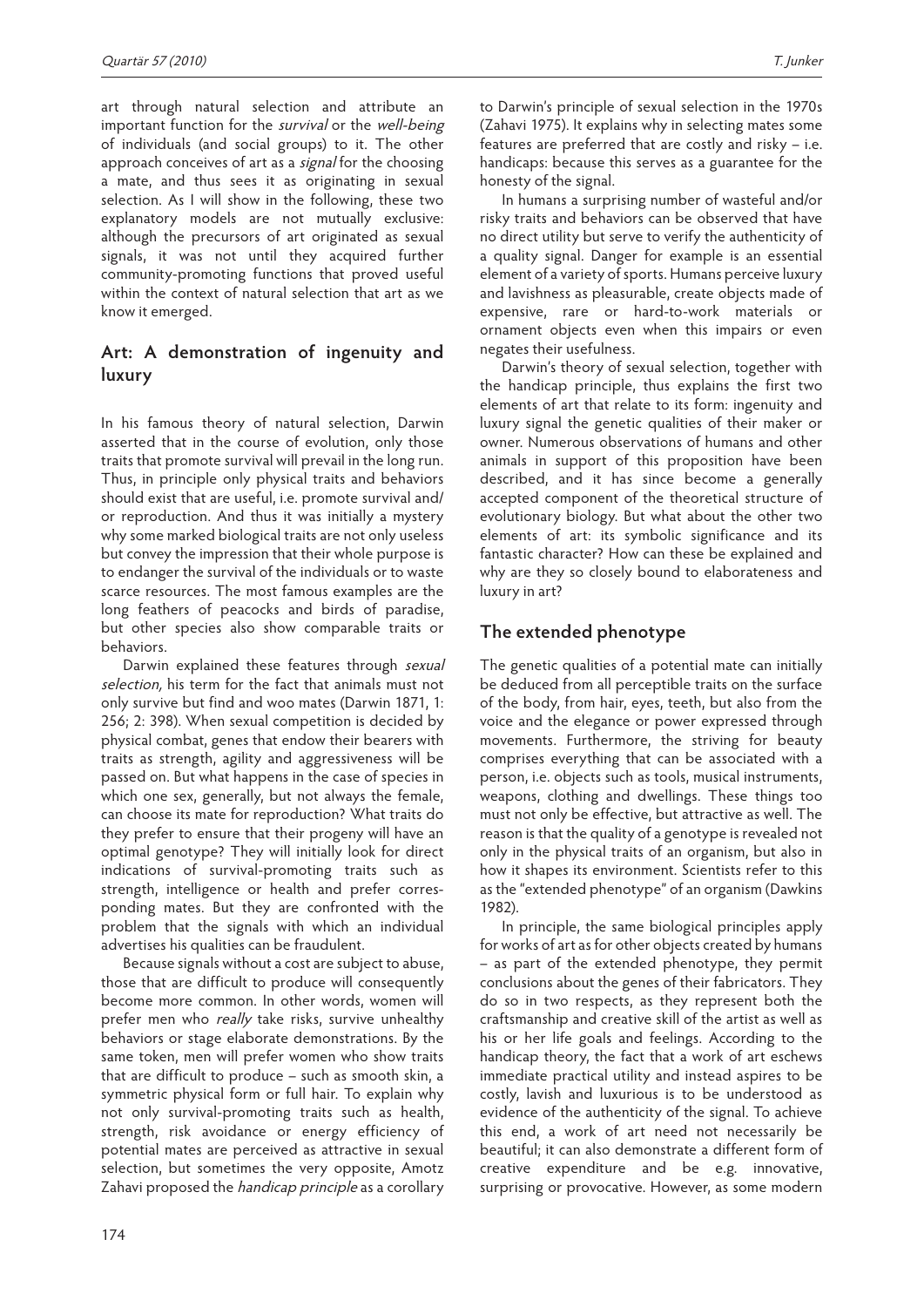art through natural selection and attribute an important function for the *survival* or the *well-being* of individuals (and social groups) to it. The other approach conceives of art as a *signal* for the choosing a mate, and thus sees it as originating in sexual selection. As I will show in the following, these two explanatory models are not mutually exclusive: although the precursors of art originated as sexual signals, it was not until they acquired further community-promoting functions that proved useful within the context of natural selection that art as we know it emerged.

## Art: A demonstration of ingenuity and luxury

In his famous theory of natural selection, Darwin asserted that in the course of evolution, only those traits that promote survival will prevail in the long run. Thus, in principle only physical traits and behaviors should exist that are useful, i.e. promote survival and/or reproduction. And thus it was initially a mystery why some marked biological traits are not only useless but convey the impression that their whole purpose is to endanger the survival of the individuals or to waste scarce resources. The most famous examples are the long feathers of peacocks and birds of paradise, but other species also show comparable traits or behaviors.

Darwin explained these features through *sexual selection,* his term for the fact that animals must not only survive but find and woo mates (Darwin 1871, 1: 256; 2: 398). When sexual competition is decided by physical combat, genes that endow their bearers with traits as strength, agility and aggressiveness will be passed on. But what happens in the case of species in which one sex, generally, but not always the female, can choose its mate for reproduction? What traits do they prefer to ensure that their progeny will have an optimal genotype? They will initially look for direct indications of survival-promoting traits such as strength, intelligence or health and prefer corresponding mates. But they are confronted with the problem that the signals with which an individual advertises his qualities can be fraudulent.

Because signals without a cost are subject to abuse, those that are difficult to produce will consequently become more common. In other words, women will prefer men who *really* take risks, survive unhealthy behaviors or stage elaborate demonstrations. By the same token, men will prefer women who show traits that are difficult to produce – such as smooth skin, a symmetric physical form or full hair. To explain why not only survival-promoting traits such as health, strength, risk avoidance or energy efficiency of potential mates are perceived as attractive in sexual selection, but sometimes the very opposite, Amotz Zahavi proposed the *handicap principle* as a corollary to Darwin's principle of sexual selection in the 1970s (Zahavi 1975). It explains why in selecting mates some features are preferred that are costly and risky – i.e. handicaps: because this serves as a guarantee for the honesty of the signal.

In humans a surprising number of wasteful and/or risky traits and behaviors can be observed that have no direct utility but serve to verify the authenticity of a quality signal. Danger for example is an essential element of a variety of sports. Humans perceive luxury and lavishness as pleasurable, create objects made of expensive, rare or hard-to-work materials or ornament objects even when this impairs or even negates their usefulness.

Darwin's theory of sexual selection, together with the handicap principle, thus explains the first two elements of art that relate to its form: ingenuity and luxury signal the genetic qualities of their maker or owner. Numerous observations of humans and other animals in support of this proposition have been described, and it has since become a generally accepted component of the theoretical structure of evolutionary biology. But what about the other two elements of art: its symbolic significance and its fantastic character? How can these be explained and why are they so closely bound to elaborateness and luxury in art?

## The extended phenotype

The genetic qualities of a potential mate can initially be deduced from all perceptible traits on the surface of the body, from hair, eyes, teeth, but also from the voice and the elegance or power expressed through movements. Furthermore, the striving for beauty comprises everything that can be associated with a person, i.e. objects such as tools, musical instruments, weapons, clothing and dwellings. These things too must not only be effective, but attractive as well. The reason is that the quality of a genotype is revealed not only in the physical traits of an organism, but also in how it shapes its environment. Scientists refer to this as the "extended phenotype" of an organism (Dawkins 1982).

In principle, the same biological principles apply for works of art as for other objects created by humans – as part of the extended phenotype, they permit conclusions about the genes of their fabricators. They do so in two respects, as they represent both the craftsmanship and creative skill of the artist as well as his or her life goals and feelings. According to the handicap theory, the fact that a work of art eschews immediate practical utility and instead aspires to be costly, lavish and luxurious is to be understood as evidence of the authenticity of the signal. To achieve this end, a work of art need not necessarily be beautiful; it can also demonstrate a different form of creative expenditure and be e.g. innovative, surprising or provocative. However, as some modern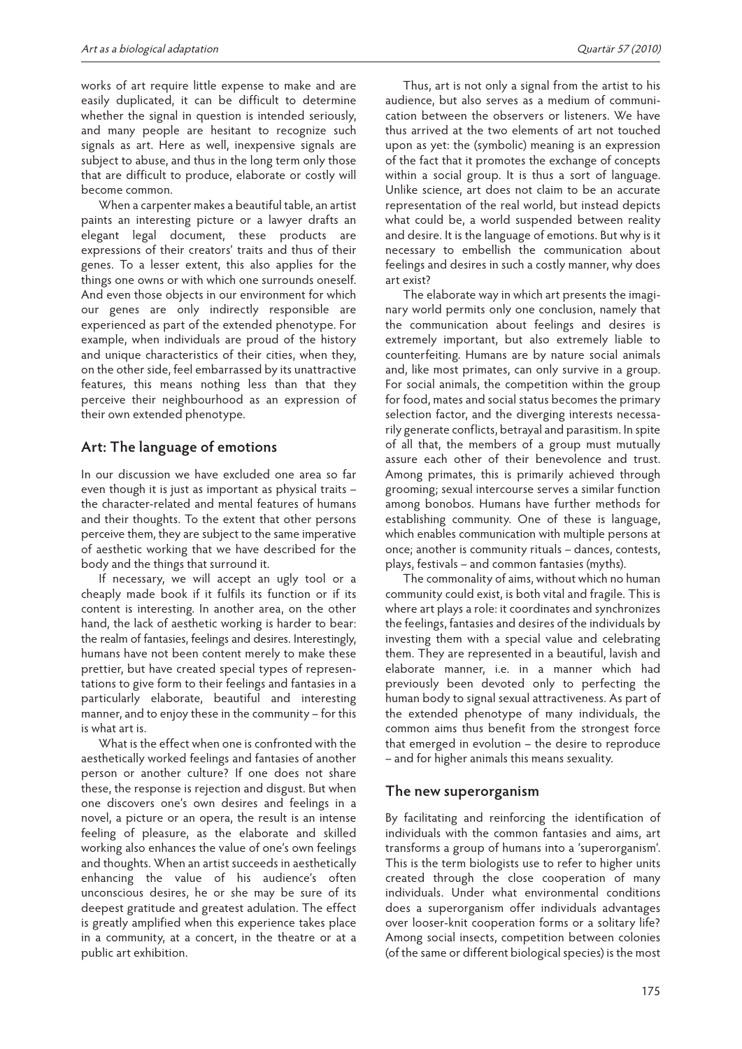works of art require little expense to make and are easily duplicated, it can be difficult to determine whether the signal in question is intended seriously, and many people are hesitant to recognize such signals as art. Here as well, inexpensive signals are subject to abuse, and thus in the long term only those that are difficult to produce, elaborate or costly will become common.

When a carpenter makes a beautiful table, an artist paints an interesting picture or a lawyer drafts an elegant legal document, these products are expressions of their creators' traits and thus of their genes. To a lesser extent, this also applies for the things one owns or with which one surrounds oneself. And even those objects in our environment for which our genes are only indirectly responsible are experienced as part of the extended phenotype. For example, when individuals are proud of the history and unique characteristics of their cities, when they, on the other side, feel embarrassed by its unattractive features, this means nothing less than that they perceive their neighbourhood as an expression of their own extended phenotype.

## Art: The language of emotions

In our discussion we have excluded one area so far even though it is just as important as physical traits – the character-related and mental features of humans and their thoughts. To the extent that other persons perceive them, they are subject to the same imperative of aesthetic working that we have described for the body and the things that surround it.

If necessary, we will accept an ugly tool or a cheaply made book if it fulfils its function or if its content is interesting. In another area, on the other hand, the lack of aesthetic working is harder to bear: the realm of fantasies, feelings and desires. Interestingly, humans have not been content merely to make these prettier, but have created special types of representations to give form to their feelings and fantasies in a particularly elaborate, beautiful and interesting manner, and to enjoy these in the community – for this is what art is.

What is the effect when one is confronted with the aesthetically worked feelings and fantasies of another person or another culture? If one does not share these, the response is rejection and disgust. But when one discovers one's own desires and feelings in a novel, a picture or an opera, the result is an intense feeling of pleasure, as the elaborate and skilled working also enhances the value of one's own feelings and thoughts. When an artist succeeds in aesthetically enhancing the value of his audience's often unconscious desires, he or she may be sure of its deepest gratitude and greatest adulation. The effect is greatly amplified when this experience takes place in a community, at a concert, in the theatre or at a public art exhibition.

Thus, art is not only a signal from the artist to his audience, but also serves as a medium of communication between the observers or listeners. We have thus arrived at the two elements of art not touched upon as yet: the (symbolic) meaning is an expression of the fact that it promotes the exchange of concepts within a social group. It is thus a sort of language. Unlike science, art does not claim to be an accurate representation of the real world, but instead depicts what could be, a world suspended between reality and desire. It is the language of emotions. But why is it necessary to embellish the communication about feelings and desires in such a costly manner, why does art exist?

The elaborate way in which art presents the imaginary world permits only one conclusion, namely that the communication about feelings and desires is extremely important, but also extremely liable to counterfeiting. Humans are by nature social animals and, like most primates, can only survive in a group. For social animals, the competition within the group for food, mates and social status becomes the primary selection factor, and the diverging interests necessarily generate conflicts, betrayal and parasitism. In spite of all that, the members of a group must mutually assure each other of their benevolence and trust. Among primates, this is primarily achieved through grooming; sexual intercourse serves a similar function among bonobos. Humans have further methods for establishing community. One of these is language, which enables communication with multiple persons at once; another is community rituals – dances, contests, plays, festivals – and common fantasies (myths).

The commonality of aims, without which no human community could exist, is both vital and fragile. This is where art plays a role: it coordinates and synchronizes the feelings, fantasies and desires of the individuals by investing them with a special value and celebrating them. They are represented in a beautiful, lavish and elaborate manner, i.e. in a manner which had previously been devoted only to perfecting the human body to signal sexual attractiveness. As part of the extended phenotype of many individuals, the common aims thus benefit from the strongest force that emerged in evolution – the desire to reproduce – and for higher animals this means sexuality.

## The new superorganism

By facilitating and reinforcing the identification of individuals with the common fantasies and aims, art transforms a group of humans into a 'superorganism'. This is the term biologists use to refer to higher units created through the close cooperation of many individuals. Under what environmental conditions does a superorganism offer individuals advantages over looser-knit cooperation forms or a solitary life? Among social insects, competition between colonies (of the same or different biological species) is the most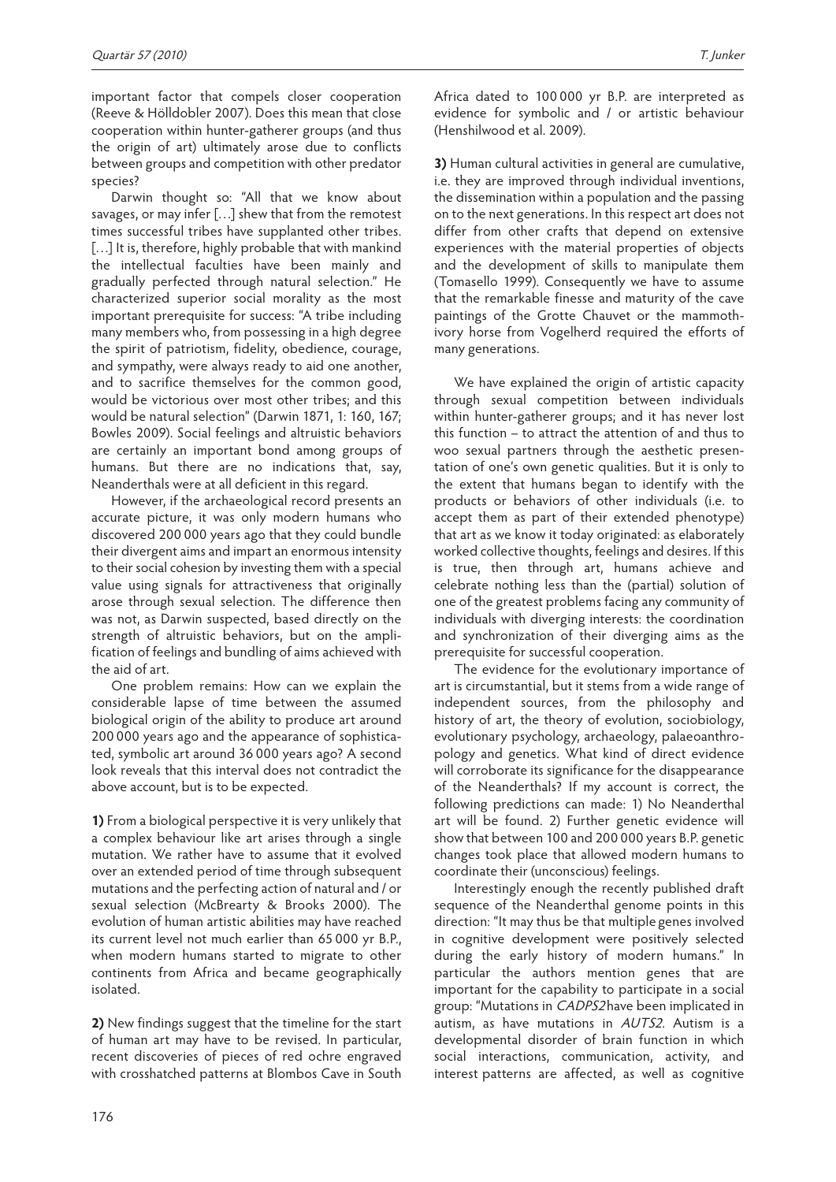important factor that compels closer cooperation (Reeve & Hölldobler 2007). Does this mean that close cooperation within hunter-gatherer groups (and thus the origin of art) ultimately arose due to conflicts between groups and competition with other predator species?

Darwin thought so: "All that we know about savages, or may infer […] shew that from the remotest times successful tribes have supplanted other tribes. […] It is, therefore, highly probable that with mankind the intellectual faculties have been mainly and gradually perfected through natural selection." He characterized superior social morality as the most important prerequisite for success: "A tribe including many members who, from possessing in a high degree the spirit of patriotism, fidelity, obedience, courage, and sympathy, were always ready to aid one another, and to sacrifice themselves for the common good, would be victorious over most other tribes; and this would be natural selection" (Darwin 1871, 1: 160, 167; Bowles 2009). Social feelings and altruistic behaviors are certainly an important bond among groups of humans. But there are no indications that, say, Neanderthals were at all deficient in this regard.

However, if the archaeological record presents an accurate picture, it was only modern humans who discovered 200 000 years ago that they could bundle their divergent aims and impart an enormous intensity to their social cohesion by investing them with a special value using signals for attractiveness that originally arose through sexual selection. The difference then was not, as Darwin suspected, based directly on the strength of altruistic behaviors, but on the amplification of feelings and bundling of aims achieved with the aid of art.

One problem remains: How can we explain the considerable lapse of time between the assumed biological origin of the ability to produce art around 200 000 years ago and the appearance of sophisticated, symbolic art around 36 000 years ago? A second look reveals that this interval does not contradict the above account, but is to be expected.

**1)** From a biological perspective it is very unlikely that a complex behaviour like art arises through a single mutation. We rather have to assume that it evolved over an extended period of time through subsequent mutations and the perfecting action of natural and / or sexual selection (McBrearty & Brooks 2000). The evolution of human artistic abilities may have reached its current level not much earlier than 65 000 yr B.P., when modern humans started to migrate to other continents from Africa and became geographically isolated.

**2)** New findings suggest that the timeline for the start of human art may have to be revised. In particular, recent discoveries of pieces of red ochre engraved with crosshatched patterns at Blombos Cave in South Africa dated to 100 000 yr B.P. are interpreted as evidence for symbolic and / or artistic behaviour (Henshilwood et al. 2009).

**3)** Human cultural activities in general are cumulative, i.e. they are improved through individual inventions, the dissemination within a population and the passing on to the next generations. In this respect art does not differ from other crafts that depend on extensive experiences with the material properties of objects and the development of skills to manipulate them (Tomasello 1999). Consequently we have to assume that the remarkable finesse and maturity of the cave paintings of the Grotte Chauvet or the mammoth-ivory horse from Vogelherd required the efforts of many generations.

We have explained the origin of artistic capacity through sexual competition between individuals within hunter-gatherer groups; and it has never lost this function – to attract the attention of and thus to woo sexual partners through the aesthetic presentation of one's own genetic qualities. But it is only to the extent that humans began to identify with the products or behaviors of other individuals (i.e. to accept them as part of their extended phenotype) that art as we know it today originated: as elaborately worked collective thoughts, feelings and desires. If this is true, then through art, humans achieve and celebrate nothing less than the (partial) solution of one of the greatest problems facing any community of individuals with diverging interests: the coordination and synchronization of their diverging aims as the prerequisite for successful cooperation.

The evidence for the evolutionary importance of art is circumstantial, but it stems from a wide range of independent sources, from the philosophy and history of art, the theory of evolution, sociobiology, evolutionary psychology, archaeology, palaeoanthropology and genetics. What kind of direct evidence will corroborate its significance for the disappearance of the Neanderthals? If my account is correct, the following predictions can made: 1) No Neanderthal art will be found. 2) Further genetic evidence will show that between 100 and 200 000 years B.P. genetic changes took place that allowed modern humans to coordinate their (unconscious) feelings.

Interestingly enough the recently published draft sequence of the Neanderthal genome points in this direction: "It may thus be that multiple genes involved in cognitive development were positively selected during the early history of modern humans." In particular the authors mention genes that are important for the capability to participate in a social group: "Mutations in *CADPS2* have been implicated in autism, as have mutations in *AUTS2*. Autism is a developmental disorder of brain function in which social interactions, communication, activity, and interest patterns are affected, as well as cognitive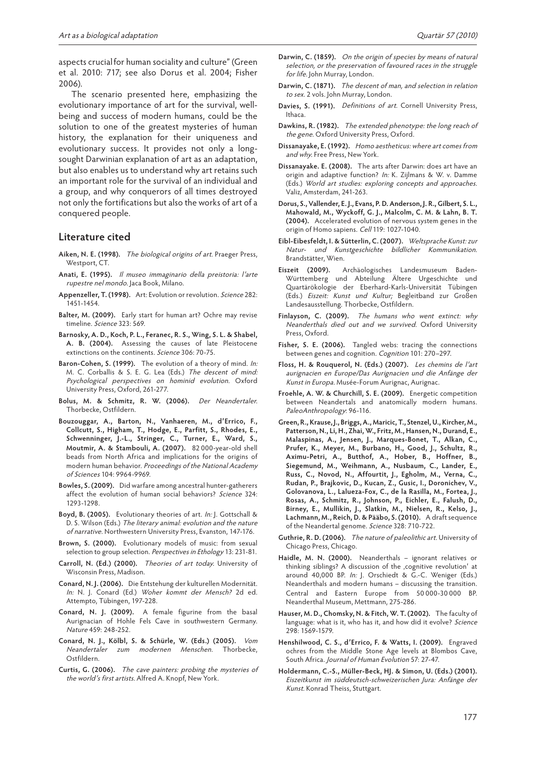aspects crucial for human sociality and culture" (Green et al. 2010: 717; see also Dorus et al. 2004; Fisher 2006).

The scenario presented here, emphasizing the evolutionary importance of art for the survival, well-being and success of modern humans, could be the solution to one of the greatest mysteries of human history, the explanation for their uniqueness and evolutionary success. It provides not only a long-sought Darwinian explanation of art as an adaptation, but also enables us to understand why art retains such an important role for the survival of an individual and a group, and why conquerors of all times destroyed not only the fortifications but also the works of art of a conquered people.

## Literature cited

**Aiken, N. E. (1998).** *The biological origins of art.* Praeger Press, Westport, CT.

**Anati, E. (1995).** *Il museo immaginario della preistoria: l'arte rupestre nel mondo.* Jaca Book, Milano.

**Appenzeller, T. (1998).** Art: Evolution or revolution. *Science* 282: 1451-1454.

**Balter, M. (2009).** Early start for human art? Ochre may revise timeline. *Science* 323: 569.

**Barnosky, A. D., Koch, P. L., Feranec, R. S., Wing, S. L. & Shabel, A. B. (2004).** Assessing the causes of late Pleistocene extinctions on the continents. *Science* 306: 70-75.

**Baron-Cohen, S. (1999).** The evolution of a theory of mind. *In:* M. C. Corballis & S. E. G. Lea (Eds.) *The descent of mind: Psychological perspectives on hominid evolution.* Oxford University Press, Oxford, 261-277.

**Bolus, M. & Schmitz, R. W. (2006).** *Der Neandertaler.* Thorbecke, Ostfildern.

**Bouzouggar, A., Barton, N., Vanhaeren, M., d'Errico, F., Collcutt, S., Higham, T., Hodge, E., Parfitt, S., Rhodes, E., Schwenninger, J.-L., Stringer, C., Turner, E., Ward, S., Moutmir, A. & Stambouli, A. (2007).** 82 000-year-old shell beads from North Africa and implications for the origins of modern human behavior. *Proceedings of the National Academy of Sciences* 104: 9964-9969.

**Bowles, S. (2009).** Did warfare among ancestral hunter-gatherers affect the evolution of human social behaviors? *Science* 324: 1293-1298.

**Boyd, B. (2005).** Evolutionary theories of art. *In:* J. Gottschall & D. S. Wilson (Eds.) *The literary animal: evolution and the nature of narrative.* Northwestern University Press, Evanston, 147-176.

**Brown, S. (2000).** Evolutionary models of music: from sexual selection to group selection. *Perspectives in Ethology* 13: 231-81.

**Carroll, N. (Ed.) (2000).** *Theories of art today.* University of Wisconsin Press, Madison.

**Conard, N. J. (2006).** Die Entstehung der kulturellen Modernität. *In:* N. J. Conard (Ed.) *Woher kommt der Mensch?* 2d ed. Attempto, Tübingen, 197-228.

**Conard, N. J. (2009).** A female figurine from the basal Aurignacian of Hohle Fels Cave in southwestern Germany. *Nature* 459: 248-252.

**Conard, N. J., Kölbl, S. & Schürle, W. (Eds.) (2005).** *Vom Neandertaler zum modernen Menschen.* Thorbecke, Ostfildern.

**Curtis, G. (2006).** *The cave painters: probing the mysteries of the world's first artists.* Alfred A. Knopf, New York.

**Darwin, C. (1859).** *On the origin of species by means of natural selection, or the preservation of favoured races in the struggle for life.* John Murray, London.

**Darwin, C. (1871).** *The descent of man, and selection in relation to sex.* 2 vols. John Murray, London.

**Davies, S. (1991).** *Definitions of art.* Cornell University Press, Ithaca.

**Dawkins, R. (1982).** *The extended phenotype: the long reach of the gene.* Oxford University Press, Oxford.

**Dissanayake, E. (1992).** *Homo aestheticus: where art comes from and why.* Free Press, New York.

**Dissanayake. E. (2008).** The arts after Darwin: does art have an origin and adaptive function? *In:* K. Zijlmans & W. v. Damme (Eds.) *World art studies: exploring concepts and approaches.* Valiz, Amsterdam, 241-263.

**Dorus, S., Vallender, E. J., Evans, P. D. Anderson, J. R., Gilbert, S. L., Mahowald, M., Wyckoff, G. J., Malcolm, C. M. & Lahn, B. T. (2004).** Accelerated evolution of nervous system genes in the origin of Homo sapiens. *Cell* 119: 1027-1040.

**Eibl-Eibesfeldt, I. & Sütterlin, C. (2007).** *Weltsprache Kunst: zur Natur- und Kunstgeschichte bildlicher Kommunikation.* Brandstätter, Wien.

**Eiszeit (2009).** Archäologisches Landesmuseum Baden-Württemberg und Abteilung Ältere Urgeschichte und Quartärökologie der Eberhard-Karls-Universität Tübingen (Eds.) *Eiszeit: Kunst und Kultur;* Begleitband zur Großen Landesausstellung. Thorbecke, Ostfildern.

**Finlayson, C. (2009).** *The humans who went extinct: why Neanderthals died out and we survived.* Oxford University Press, Oxford.

**Fisher, S. E. (2006).** Tangled webs: tracing the connections between genes and cognition. *Cognition* 101: 270–297.

**Floss, H. & Rouquerol, N. (Eds.) (2007).** *Les chemins de l'art aurignacien en Europe/Das Aurignacien und die Anfänge der Kunst in Europa.* Musée-Forum Aurignac, Aurignac.

**Froehle, A. W. & Churchill, S. E. (2009).** Energetic competition between Neandertals and anatomically modern humans. *PaleoAnthropology*: 96-116.

**Green, R., Krause, J., Briggs, A., Maricic, T., Stenzel, U., Kircher, M., Patterson, N., Li, H., Zhai, W., Fritz, M., Hansen, N., Durand, E., Malaspinas, A., Jensen, J., Marques-Bonet, T., Alkan, C., Prufer, K., Meyer, M., Burbano, H., Good, J., Schultz, R., Aximu-Petri, A., Butthof, A., Hober, B., Hoffner, B., Siegemund, M., Weihmann, A., Nusbaum, C., Lander, E., Russ, C., Novod, N., Affourtit, J., Egholm, M., Verna, C., Rudan, P., Brajkovic, D., Kucan, Z., Gusic, I., Doronichev, V., Golovanova, L., Lalueza-Fox, C., de la Rasilla, M., Fortea, J., Rosas, A., Schmitz, R., Johnson, P., Eichler, E., Falush, D., Birney, E., Mullikin, J., Slatkin, M., Nielsen, R., Kelso, J., Lachmann, M., Reich, D. & Pääbo, S. (2010).** A draft sequence of the Neandertal genome. *Science* 328: 710-722.

**Guthrie, R. D. (2006).** *The nature of paleolithic art.* University of Chicago Press, Chicago.

**Haidle, M. N. (2000).** Neanderthals – ignorant relatives or thinking siblings? A discussion of the ‚cognitive revolution' at around 40,000 BP. *In:* J. Orschiedt & G.-C. Weniger (Eds.) Neanderthals and modern humans – discussing the transition. Central and Eastern Europe from 50 000-30 000 BP. Neanderthal Museum, Mettmann, 275-286.

**Hauser, M. D., Chomsky, N. & Fitch, W. T. (2002).** The faculty of language: what is it, who has it, and how did it evolve? *Science* 298: 1569-1579.

**Henshilwood, C. S., d'Errico, F. & Watts, I. (2009).** Engraved ochres from the Middle Stone Age levels at Blombos Cave, South Africa. *Journal of Human Evolution* 57: 27-47.

**Holdermann, C.-S., Müller-Beck, HJ. & Simon, U. (Eds.) (2001).** *Eiszeitkunst im süddeutsch-schweizerischen Jura: Anfänge der Kunst.* Konrad Theiss, Stuttgart.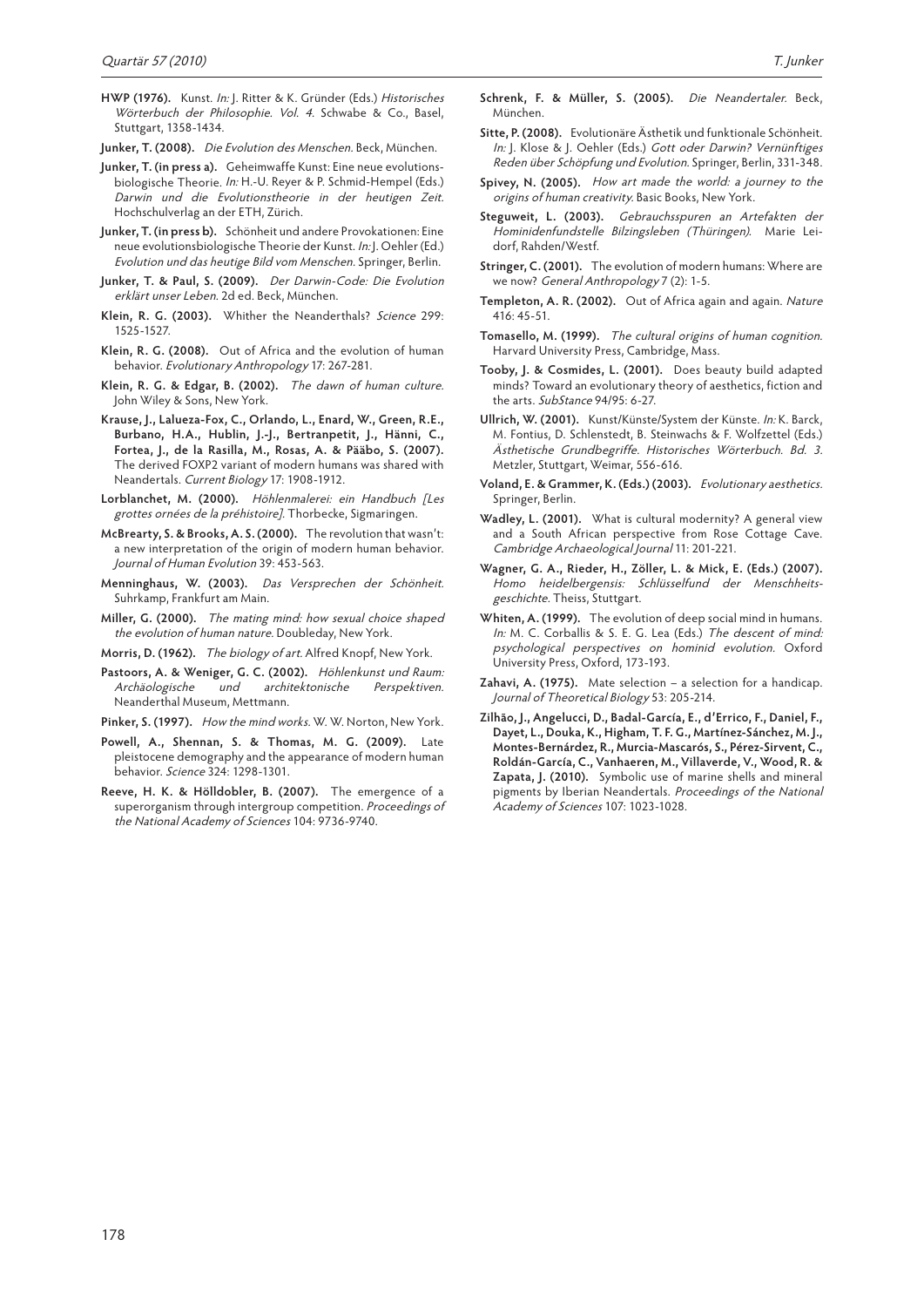**HWP (1976).** Kunst. *In:* J. Ritter & K. Gründer (Eds.) *Historisches Wörterbuch der Philosophie. Vol. 4.* Schwabe & Co., Basel, Stuttgart, 1358-1434.

**Junker, T. (2008).** *Die Evolution des Menschen.* Beck, München.

**Junker, T. (in press a).** Geheimwaffe Kunst: Eine neue evolutionsbiologische Theorie. *In:* H.-U. Reyer & P. Schmid-Hempel (Eds.) *Darwin und die Evolutionstheorie in der heutigen Zeit.* Hochschulverlag an der ETH, Zürich.

**Junker, T. (in press b).** Schönheit und andere Provokationen: Eine neue evolutionsbiologische Theorie der Kunst. *In:* J. Oehler (Ed.) *Evolution und das heutige Bild vom Menschen.* Springer, Berlin.

**Junker, T. & Paul, S. (2009).** *Der Darwin-Code: Die Evolution erklärt unser Leben.* 2d ed. Beck, München.

**Klein, R. G. (2003).** Whither the Neanderthals? *Science* 299: 1525-1527.

**Klein, R. G. (2008).** Out of Africa and the evolution of human behavior. *Evolutionary Anthropology* 17: 267-281.

**Klein, R. G. & Edgar, B. (2002).** *The dawn of human culture.* John Wiley & Sons, New York.

**Krause, J., Lalueza-Fox, C., Orlando, L., Enard, W., Green, R.E., Burbano, H.A., Hublin, J.-J., Bertranpetit, J., Hänni, C., Fortea, J., de la Rasilla, M., Rosas, A. & Pääbo, S. (2007).** The derived FOXP2 variant of modern humans was shared with Neandertals. *Current Biology* 17: 1908-1912.

**Lorblanchet, M. (2000).** *Höhlenmalerei: ein Handbuch [Les grottes ornées de la préhistoire].* Thorbecke, Sigmaringen.

**McBrearty, S. & Brooks, A. S. (2000).** The revolution that wasn't: a new interpretation of the origin of modern human behavior. *Journal of Human Evolution* 39: 453-563.

**Menninghaus, W. (2003).** *Das Versprechen der Schönheit.* Suhrkamp, Frankfurt am Main.

**Miller, G. (2000).** *The mating mind: how sexual choice shaped the evolution of human nature.* Doubleday, New York.

**Morris, D. (1962).** *The biology of art.* Alfred Knopf, New York.

**Pastoors, A. & Weniger, G. C. (2002).** *Höhlenkunst und Raum: Archäologische und architektonische Perspektiven.* Neanderthal Museum, Mettmann.

**Pinker, S. (1997).** *How the mind works.* W. W. Norton, New York.

**Powell, A., Shennan, S. & Thomas, M. G. (2009).** Late pleistocene demography and the appearance of modern human behavior. *Science* 324: 1298-1301.

**Reeve, H. K. & Hölldobler, B. (2007).** The emergence of a superorganism through intergroup competition. *Proceedings of the National Academy of Sciences* 104: 9736-9740.

**Schrenk, F. & Müller, S. (2005).** *Die Neandertaler.* Beck, München.

**Sitte, P. (2008).** Evolutionäre Ästhetik und funktionale Schönheit. *In:* J. Klose & J. Oehler (Eds.) *Gott oder Darwin? Vernünftiges Reden über Schöpfung und Evolution.* Springer, Berlin, 331-348.

**Spivey, N. (2005).** *How art made the world: a journey to the origins of human creativity.* Basic Books, New York.

**Steguweit, L. (2003).** *Gebrauchsspuren an Artefakten der Hominidenfundstelle Bilzingsleben (Thüringen).* Marie Leidorf, Rahden/Westf.

**Stringer, C. (2001).** The evolution of modern humans: Where are we now? *General Anthropology* 7 (2): 1-5.

**Templeton, A. R. (2002).** Out of Africa again and again. *Nature* 416: 45-51.

**Tomasello, M. (1999).** *The cultural origins of human cognition.* Harvard University Press, Cambridge, Mass.

**Tooby, J. & Cosmides, L. (2001).** Does beauty build adapted minds? Toward an evolutionary theory of aesthetics, fiction and the arts. *SubStance* 94/95: 6-27.

**Ullrich, W. (2001).** Kunst/Künste/System der Künste. *In:* K. Barck, M. Fontius, D. Schlenstedt, B. Steinwachs & F. Wolfzettel (Eds.) *Ästhetische Grundbegriffe. Historisches Wörterbuch. Bd. 3.* Metzler, Stuttgart, Weimar, 556-616.

**Voland, E. & Grammer, K. (Eds.) (2003).** *Evolutionary aesthetics.* Springer, Berlin.

**Wadley, L. (2001).** What is cultural modernity? A general view and a South African perspective from Rose Cottage Cave. *Cambridge Archaeological Journal* 11: 201-221.

**Wagner, G. A., Rieder, H., Zöller, L. & Mick, E. (Eds.) (2007).** *Homo heidelbergensis: Schlüsselfund der Menschheitsgeschichte.* Theiss, Stuttgart.

**Whiten, A. (1999).** The evolution of deep social mind in humans. *In:* M. C. Corballis & S. E. G. Lea (Eds.) *The descent of mind: psychological perspectives on hominid evolution.* Oxford University Press, Oxford, 173-193.

**Zahavi, A. (1975).** Mate selection – a selection for a handicap. *Journal of Theoretical Biology* 53: 205-214.

**Zilhão, J., Angelucci, D., Badal-García, E., d'Errico, F., Daniel, F., Dayet, L., Douka, K., Higham, T. F. G., Martínez-Sánchez, M. J., Montes-Bernárdez, R., Murcia-Mascarós, S., Pérez-Sirvent, C., Roldán-García, C., Vanhaeren, M., Villaverde, V., Wood, R. & Zapata, J. (2010).** Symbolic use of marine shells and mineral pigments by Iberian Neandertals. *Proceedings of the National Academy of Sciences* 107: 1023-1028.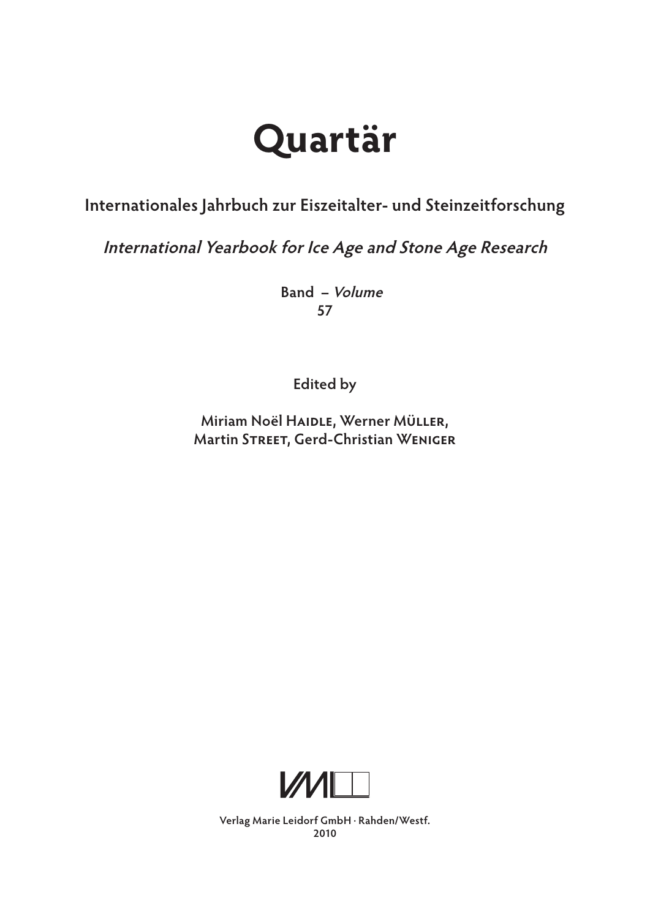# Quartär

Internationales Jahrbuch zur Eiszeitalter- und Steinzeitforschung

*International Yearbook for Ice Age and Stone Age Research*

Band – *Volume*
57

Edited by

Miriam Noël Haidle, Werner Müller,
Martin Street, Gerd-Christian Weniger

Verlag Marie Leidorf GmbH · Rahden/Westf.
2010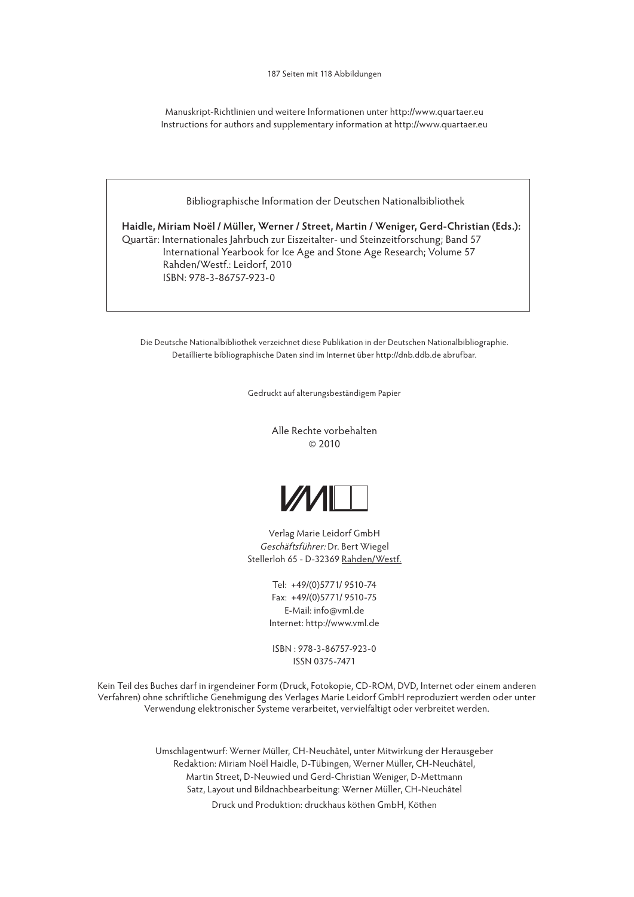187 Seiten mit 118 Abbildungen

Manuskript-Richtlinien und weitere Informationen unter http://www.quartaer.eu
Instructions for authors and supplementary information at http://www.quartaer.eu

Bibliographische Information der Deutschen Nationalbibliothek

**Haidle, Miriam Noël / Müller, Werner / Street, Martin / Weniger, Gerd-Christian (Eds.):**
Quartär: Internationales Jahrbuch zur Eiszeitalter- und Steinzeitforschung; Band 57
International Yearbook for Ice Age and Stone Age Research; Volume 57
Rahden/Westf.: Leidorf, 2010
ISBN: 978-3-86757-923-0

Die Deutsche Nationalbibliothek verzeichnet diese Publikation in der Deutschen Nationalbibliographie.
Detaillierte bibliographische Daten sind im Internet über http://dnb.ddb.de abrufbar.

Gedruckt auf alterungsbeständigem Papier

Alle Rechte vorbehalten
© 2010

VML

Verlag Marie Leidorf GmbH
*Geschäftsführer:* Dr. Bert Wiegel
Stellerloh 65 - D-32369 Rahden/Westf.

Tel: +49/(0)5771/ 9510-74
Fax: +49/(0)5771/ 9510-75
E-Mail: info@vml.de
Internet: http://www.vml.de

ISBN : 978-3-86757-923-0
ISSN 0375-7471

Kein Teil des Buches darf in irgendeiner Form (Druck, Fotokopie, CD-ROM, DVD, Internet oder einem anderen Verfahren) ohne schriftliche Genehmigung des Verlages Marie Leidorf GmbH reproduziert werden oder unter Verwendung elektronischer Systeme verarbeitet, vervielfältigt oder verbreitet werden.

Umschlagentwurf: Werner Müller, CH-Neuchâtel, unter Mitwirkung der Herausgeber
Redaktion: Miriam Noël Haidle, D-Tübingen, Werner Müller, CH-Neuchâtel,
Martin Street, D-Neuwied und Gerd-Christian Weniger, D-Mettmann
Satz, Layout und Bildnachbearbeitung: Werner Müller, CH-Neuchâtel
Druck und Produktion: druckhaus köthen GmbH, Köthen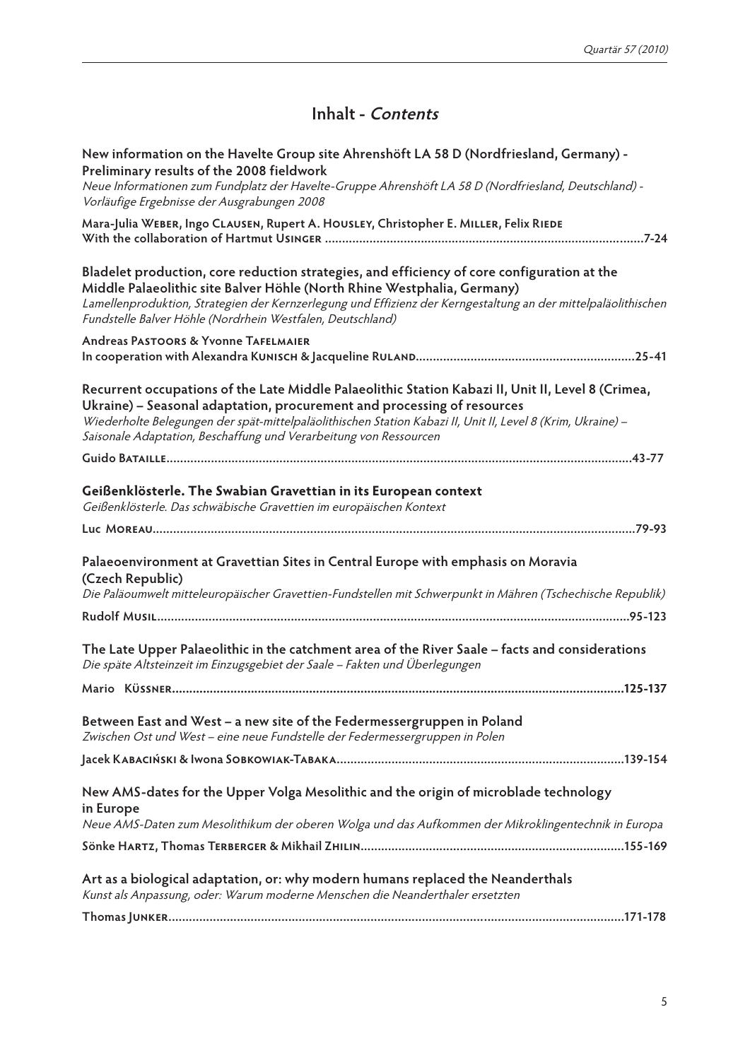# Inhalt - *Contents*

**New information on the Havelte Group site Ahrenshöft LA 58 D (Nordfriesland, Germany) - Preliminary results of the 2008 fieldwork**
*Neue Informationen zum Fundplatz der Havelte-Gruppe Ahrenshöft LA 58 D (Nordfriesland, Deutschland) - Vorläufige Ergebnisse der Ausgrabungen 2008*

**Mara-Julia Weber, Ingo Clausen, Rupert A. Housley, Christopher E. Miller, Felix Riede**
**With the collaboration of Hartmut Usinger ........................................ 7-24**

**Bladelet production, core reduction strategies, and efficiency of core configuration at the Middle Palaeolithic site Balver Höhle (North Rhine Westphalia, Germany)**
*Lamellenproduktion, Strategien der Kernzerlegung und Effizienz der Kerngestaltung an der mittelpaläolithischen Fundstelle Balver Höhle (Nordrhein Westfalen, Deutschland)*

**Andreas Pastoors & Yvonne Tafelmaier**
**In cooperation with Alexandra Kunisch & Jacqueline Ruland........................................ 25-41**

**Recurrent occupations of the Late Middle Palaeolithic Station Kabazi II, Unit II, Level 8 (Crimea, Ukraine) – Seasonal adaptation, procurement and processing of resources**
*Wiederholte Belegungen der spät-mittelpaläolithischen Station Kabazi II, Unit II, Level 8 (Krim, Ukraine) – Saisonale Adaptation, Beschaffung und Verarbeitung von Ressourcen*

**Guido Bataille........................................ 43-77**

**Geißenklösterle. The Swabian Gravettian in its European context**
*Geißenklösterle. Das schwäbische Gravettien im europäischen Kontext*

**Luc Moreau........................................ 79-93**

**Palaeoenvironment at Gravettian Sites in Central Europe with emphasis on Moravia (Czech Republic)**
*Die Paläoumwelt mitteleuropäischer Gravettien-Fundstellen mit Schwerpunkt in Mähren (Tschechische Republik)*

**Rudolf Musil........................................ 95-123**

**The Late Upper Palaeolithic in the catchment area of the River Saale – facts and considerations**
*Die späte Altsteinzeit im Einzugsgebiet der Saale – Fakten und Überlegungen*

**Mario Küssner........................................ 125-137**

**Between East and West – a new site of the Federmessergruppen in Poland**
*Zwischen Ost und West – eine neue Fundstelle der Federmessergruppen in Polen*

**Jacek Kabaciński & Iwona Sobkowiak-Tabaka........................................ 139-154**

**New AMS-dates for the Upper Volga Mesolithic and the origin of microblade technology in Europe**
*Neue AMS-Daten zum Mesolithikum der oberen Wolga und das Aufkommen der Mikroklingentechnik in Europa*

**Sönke Hartz, Thomas Terberger & Mikhail Zhilin........................................ 155-169**

**Art as a biological adaptation, or: why modern humans replaced the Neanderthals**
*Kunst als Anpassung, oder: Warum moderne Menschen die Neanderthaler ersetzten*

**Thomas Junker........................................ 171-178**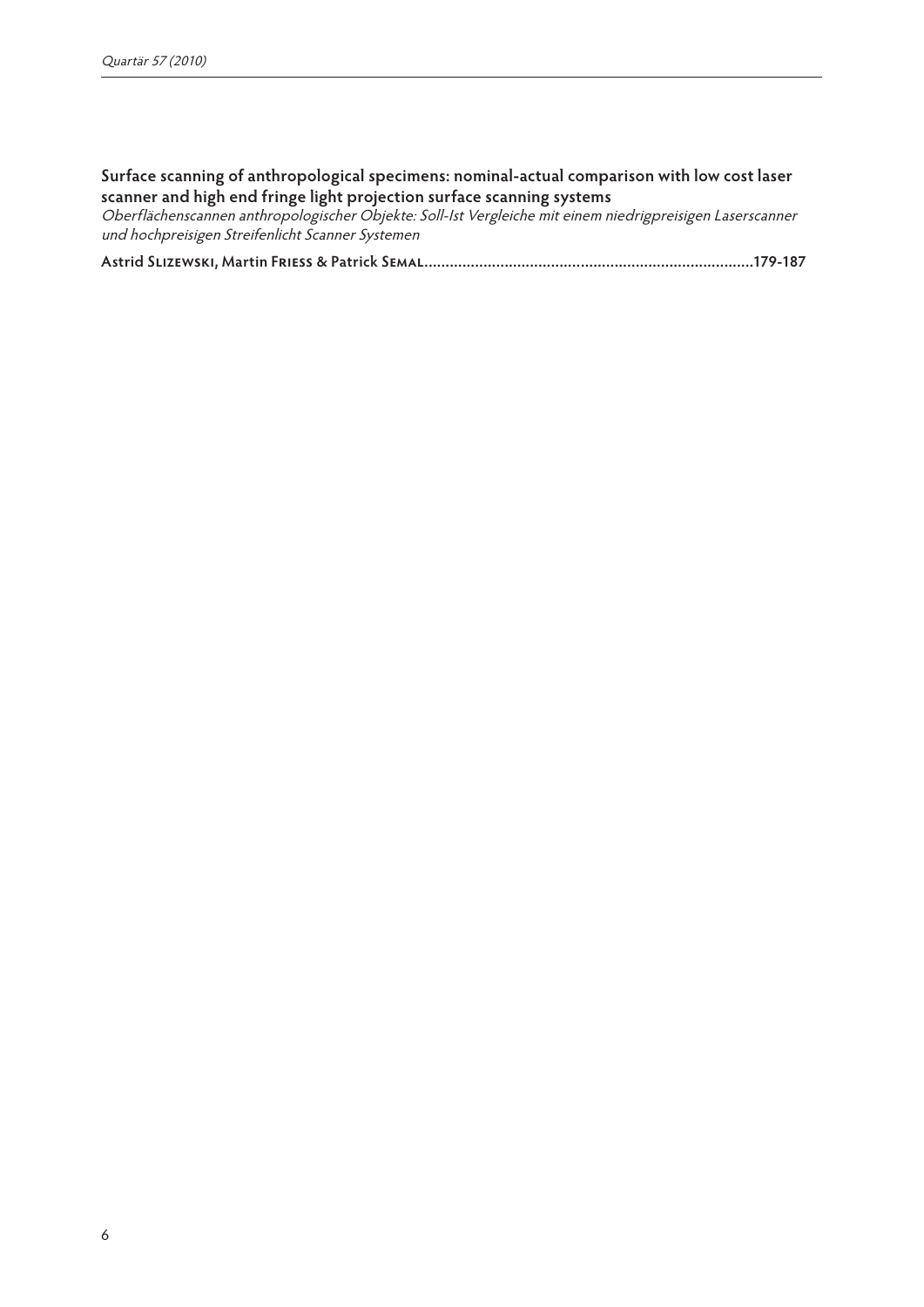**Surface scanning of anthropological specimens: nominal-actual comparison with low cost laser scanner and high end fringe light projection surface scanning systems**

*Oberflächenscannen anthropologischer Objekte: Soll-Ist Vergleiche mit einem niedrigpreisigen Laserscanner und hochpreisigen Streifenlicht Scanner Systemen*

**Astrid Slizewski, Martin Friess & Patrick Semal..............................................................................179-187**